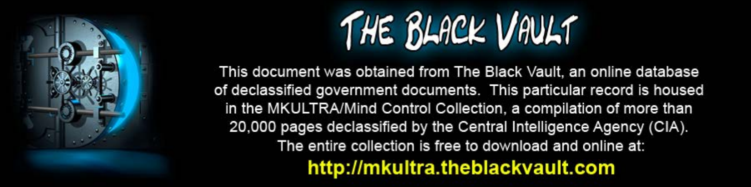# THE BLACK VAULT

This document was obtained from The Black Vault, an online database of declassified government documents. This particular record is housed in the MKULTRA/Mind Control Collection, a compilation of more than 20,000 pages declassified by the Central Intelligence Agency (CIA). The entire collection is free to download and online at:

**http://mkultra.theblackvault.com**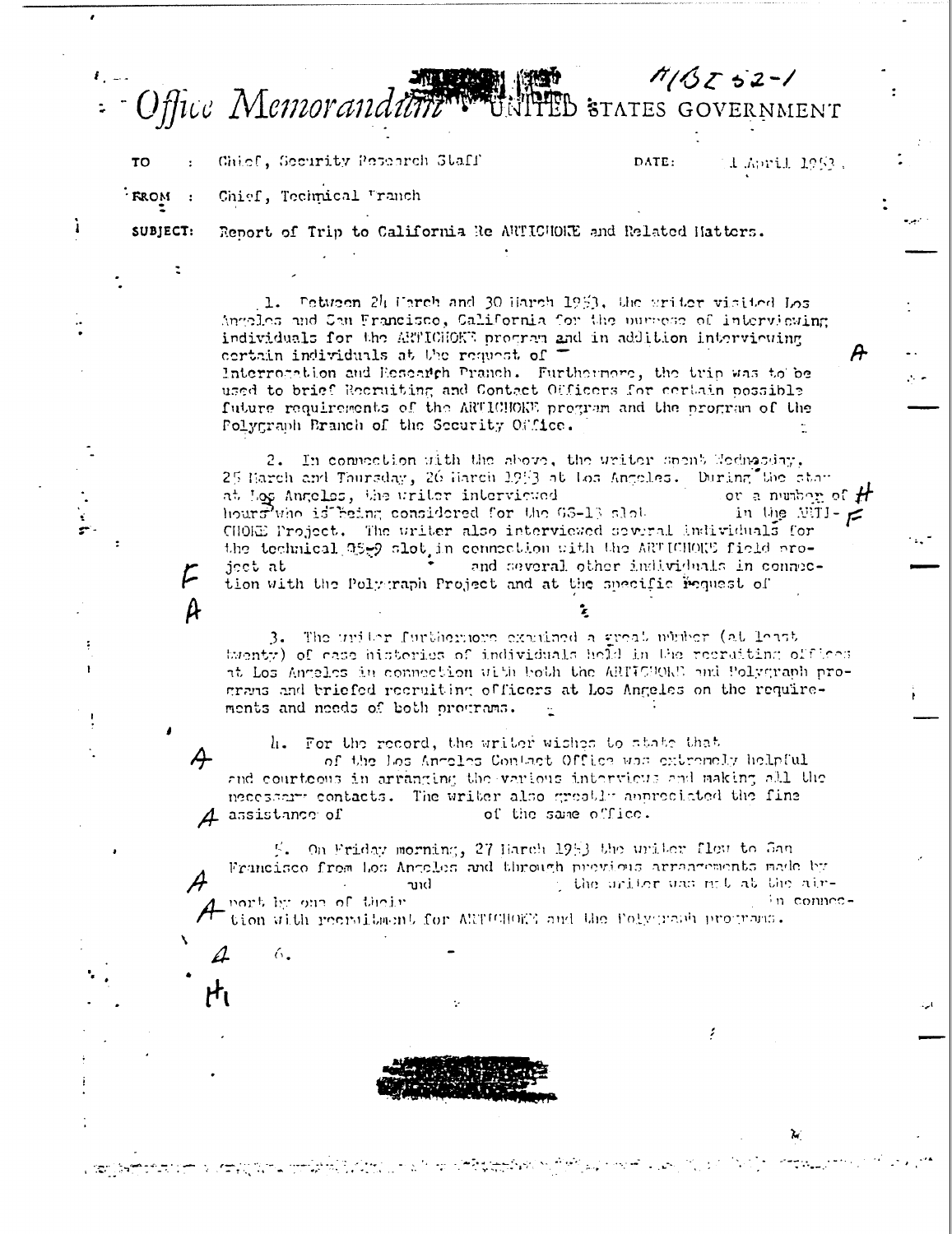A/BZ 52-1

# Office Memorandum • UNITED STATES GOVERNMENT

**TO** : Chief, Security Research Staff

**DATE:** 1 April 1953

**FROM** : Chief, Technical Branch

**SUBJECT:** Report of Trip to California Re ARTICHOKE and Related Matters.

1. Between 24 March and 30 March 1953, the writer visited Los Angeles and San Francisco, California for the purpose of interviewing individuals for the ARTICHOKE program and in addition interviewing certain individuals at the request of Interrogation and Research Branch. Furthermore, the trip was to be used to brief Recruiting and Contact Officers for certain possible future requirements of the ARTICHOKE program and the program of the Polygraph Branch of the Security Office.

A

2. In connection with the above, the writer spent Wednesday, 25 March and Thursday, 26 March 1953 at Los Angeles. During the stay at Los Angeles, the writer interviewed or a number of hours who is being considered for the GS-13 slot in the ARTICHOKE Project. The writer also interviewed several individuals for the technical GS-9 slot in connection with the ARTICHOKE field project at and several other individuals in connection with the Polygraph Project and at the specific request of

H F F A

3. The writer furthermore examined a great number (at least twenty) of case histories of individuals held in the recruiting offices at Los Angeles in connection with both the ARTICHOKE and Polygraph programs and briefed recruiting officers at Los Angeles on the requirements and needs of both programs.

4. For the record, the writer wishes to state that of the Los Angeles Contact Office was extremely helpful and courteous in arranging the various interviews and making all the necessary contacts. The writer also greatly appreciated the fine assistance of of the same office.

A A

5. On Friday morning, 27 March 1953 the writer flew to San Francisco from Los Angeles and through previous arrangements made by and , the writer was met at the airport by one of their in connection with recruitment for ARTICHOKE and the Polygraph programs.

A A

6.

A H1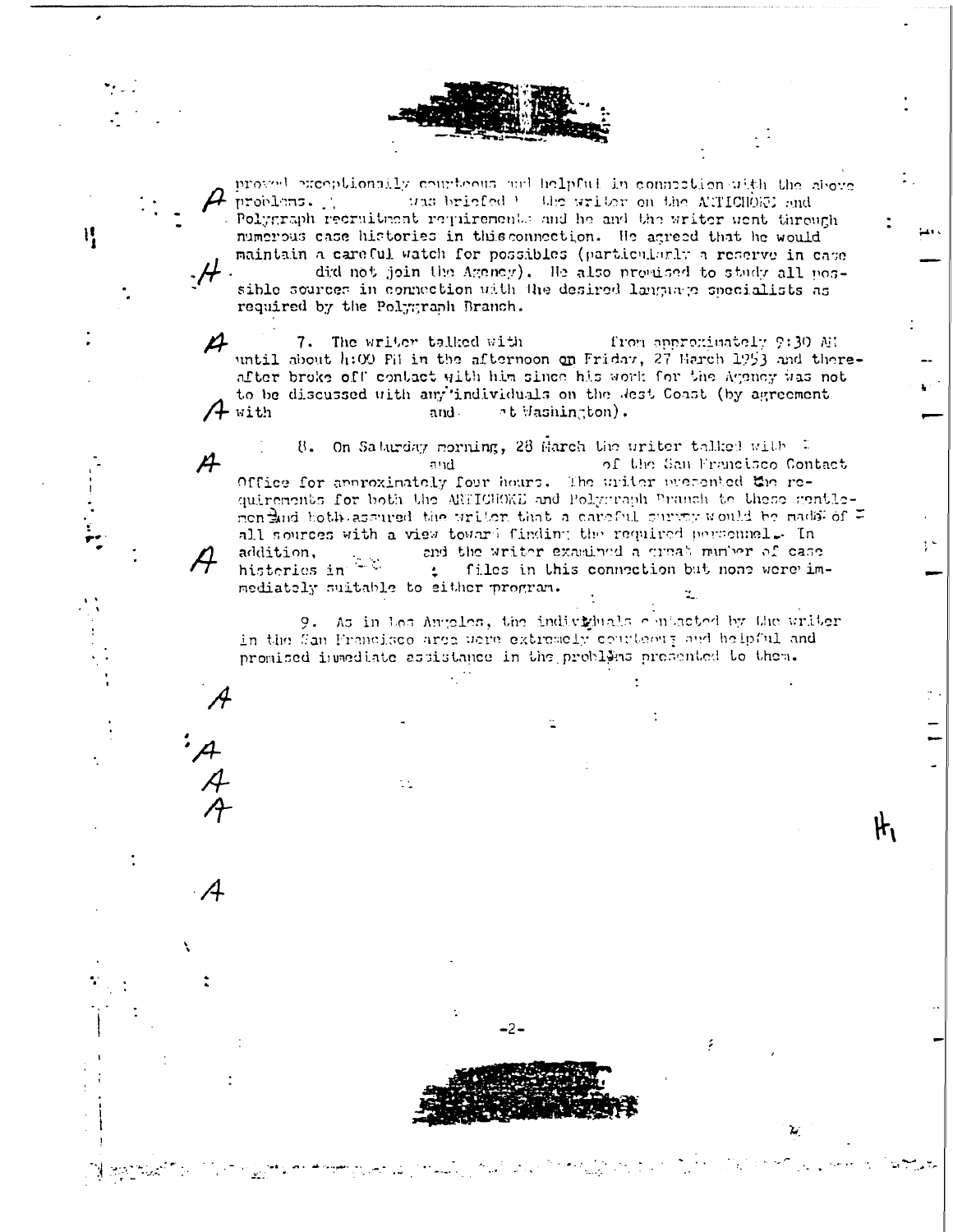proved exceptionally courteous and helpful in connection with the above problems. was briefed by the writer on the ARTICHOKE and Polygraph recruitment requirements and he and the writer went through numerous case histories in this connection. He agreed that he would maintain a careful watch for possibles (particularly a reserve in case did not join the Agency). He also promised to study all possible sources in connection with the desired language specialists as required by the Polygraph Branch.

7. The writer talked with from approximately 9:30 AM until about 4:00 PM in the afternoon on Friday, 27 March 1953 and thereafter broke off contact with him since his work for the Agency was not to be discussed with any individuals on the West Coast (by agreement with and at Washington).

8. On Saturday morning, 28 March the writer talked with and of the San Francisco Contact Office for approximately four hours. The writer presented the requirements for both the ARTICHOKE and Polygraph Branch to these gentlemen and both assured the writer that a careful survey would be made of all sources with a view toward finding the required personnel. In addition, and the writer examined a great number of case histories in files in this connection but none were immediately suitable to either program.

9. As in Los Angeles, the individuals contacted by the writer in the San Francisco area were extremely courteous and helpful and promised immediate assistance in the problems presented to them.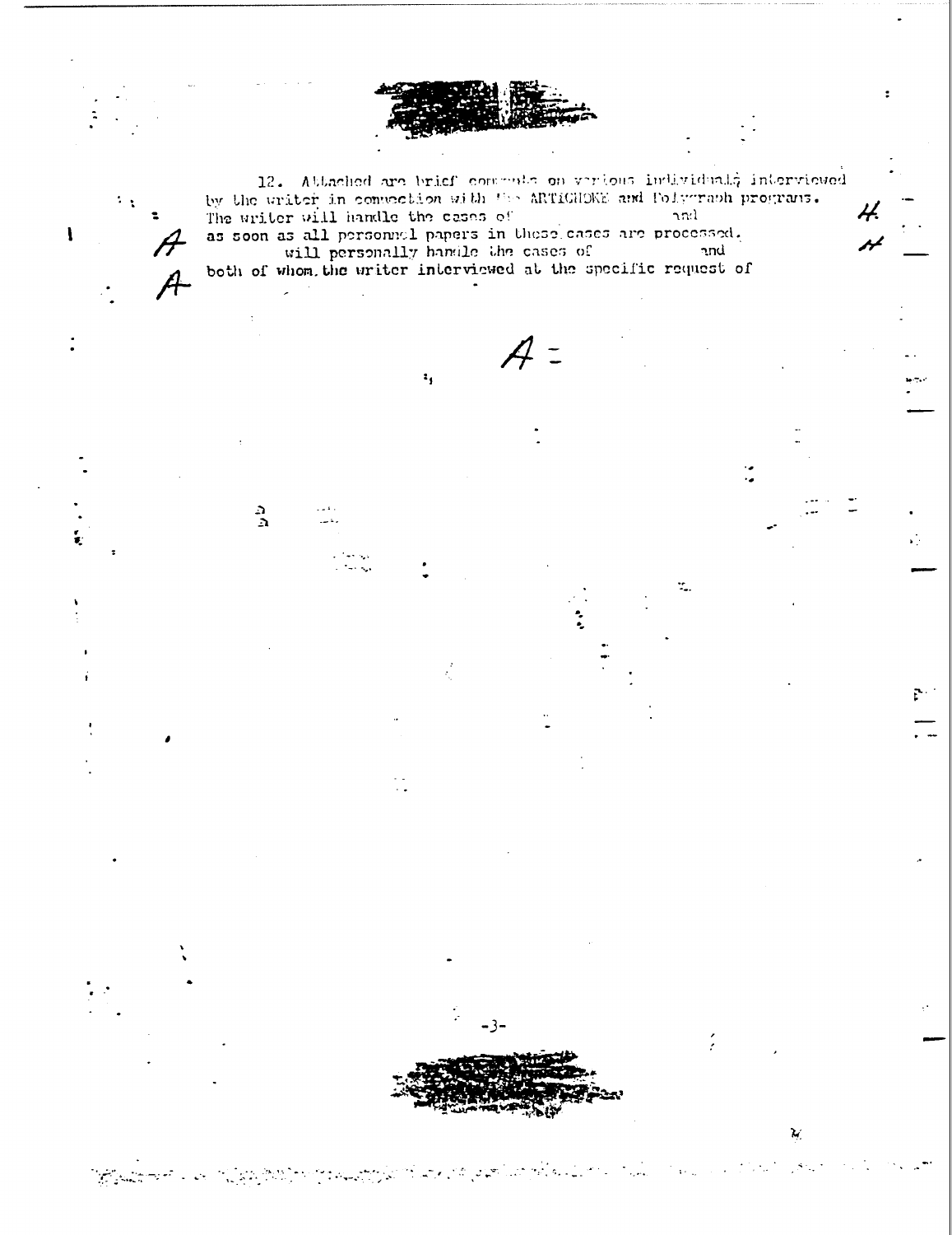12. Attached are brief comments on various individuals interviewed by the writer in connection with the ARTICHOKE and Polygraph programs. The writer will handle the cases of and as soon as all personnel papers in these cases are processed. will personally handle the cases of and both of whom the writer interviewed at the specific request of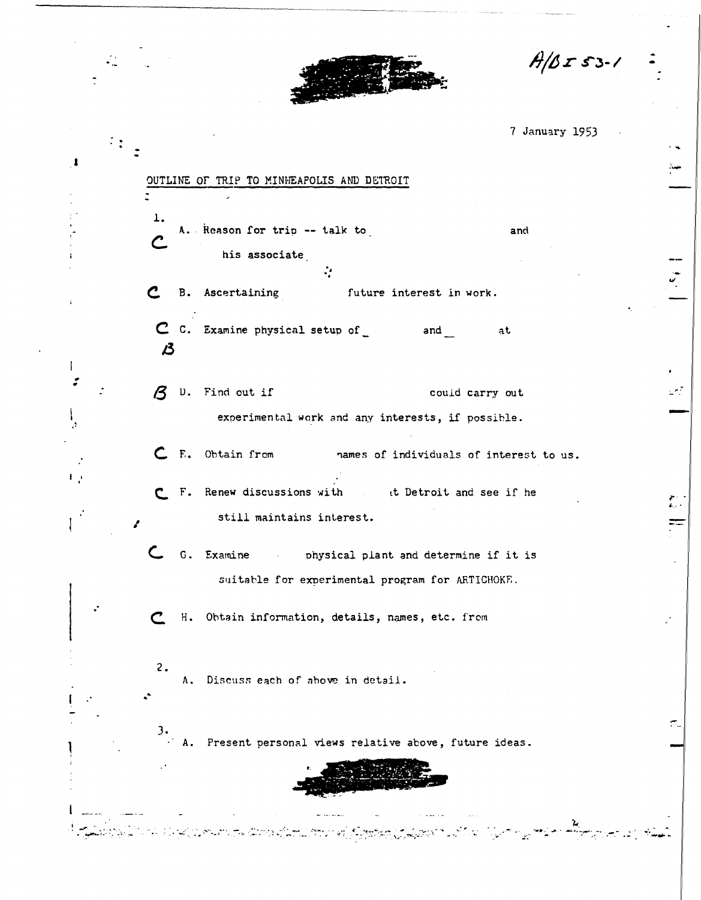A/B I 53-1

7 January 1953

OUTLINE OF TRIP TO MINNEAPOLIS AND DETROIT

1.

C A. Reason for trip -- talk to                and his associate

C B. Ascertaining            future interest in work.

C C. Examine physical setup of          and          at

B

B D. Find out if                          could carry out experimental work and any interests, if possible.

C E. Obtain from          names of individuals of interest to us.

C F. Renew discussions with          at Detroit and see if he still maintains interest.

C G. Examine          physical plant and determine if it is suitable for experimental program for ARTICHOKE.

C H. Obtain information, details, names, etc. from

2.

A. Discuss each of above in detail.

3.

A. Present personal views relative above, future ideas.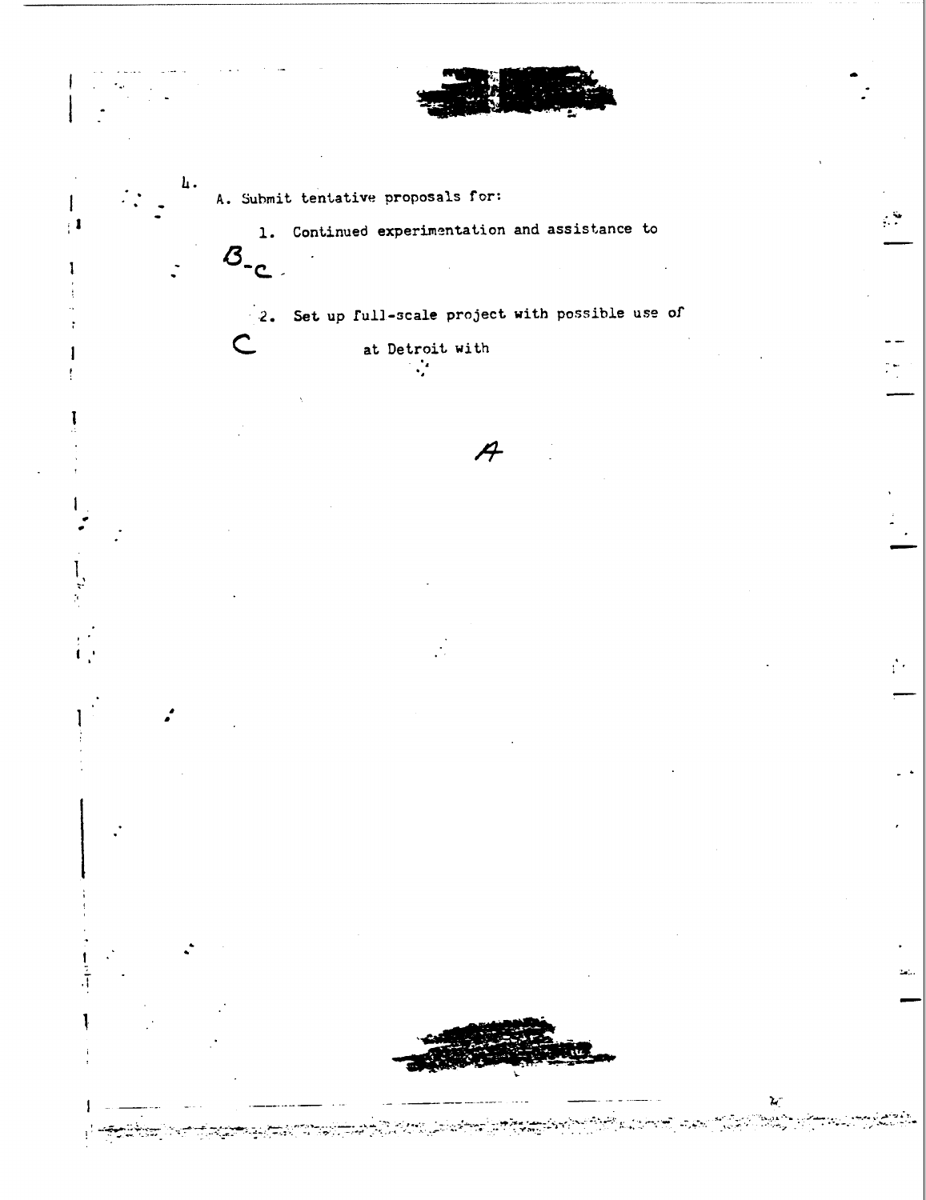4.

A. Submit tentative proposals for:

1. Continued experimentation and assistance to

B-C

2. Set up full-scale project with possible use of

C at Detroit with

A